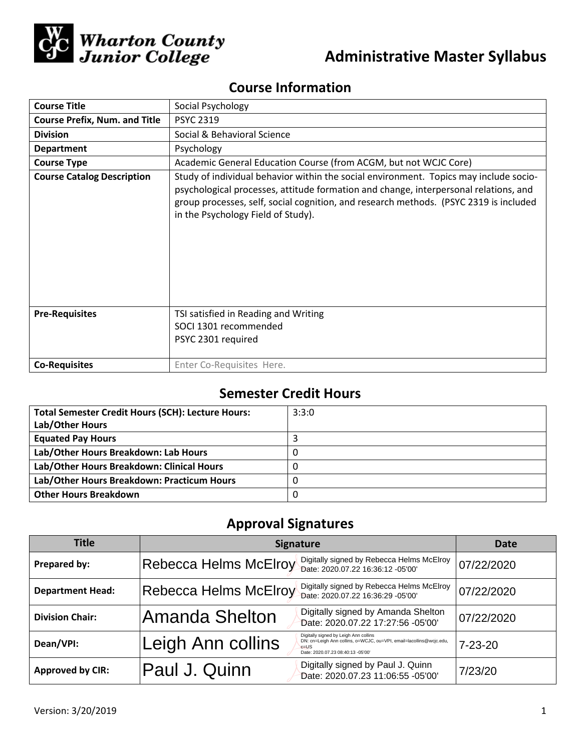Wharton County Junior College

# Administrative Master Syllabus

## Course Information

| Course Title | Social Psychology |
|---|---|
| **Course Prefix, Num. and Title** | PSYC 2319 |
| **Division** | Social & Behavioral Science |
| **Department** | Psychology |
| **Course Type** | Academic General Education Course (from ACGM, but not WCJC Core) |
| **Course Catalog Description** | Study of individual behavior within the social environment. Topics may include socio-psychological processes, attitude formation and change, interpersonal relations, and group processes, self, social cognition, and research methods. (PSYC 2319 is included in the Psychology Field of Study). |
| **Pre-Requisites** | TSI satisfied in Reading and Writing<br>SOCI 1301 recommended<br>PSYC 2301 required |
| **Co-Requisites** | Enter Co-Requisites Here. |

## Semester Credit Hours

| Total Semester Credit Hours (SCH): Lecture Hours: Lab/Other Hours | 3:3:0 |
|---|---|
| **Equated Pay Hours** | 3 |
| **Lab/Other Hours Breakdown: Lab Hours** | 0 |
| **Lab/Other Hours Breakdown: Clinical Hours** | 0 |
| **Lab/Other Hours Breakdown: Practicum Hours** | 0 |
| **Other Hours Breakdown** | 0 |

## Approval Signatures

| Title | Signature | Date |
|---|---|---|
| **Prepared by:** | Rebecca Helms McElroy (Digitally signed by Rebecca Helms McElroy Date: 2020.07.22 16:36:12 -05'00') | 07/22/2020 |
| **Department Head:** | Rebecca Helms McElroy (Digitally signed by Rebecca Helms McElroy Date: 2020.07.22 16:36:29 -05'00') | 07/22/2020 |
| **Division Chair:** | Amanda Shelton (Digitally signed by Amanda Shelton Date: 2020.07.22 17:27:56 -05'00') | 07/22/2020 |
| **Dean/VPI:** | Leigh Ann collins (Digitally signed by Leigh Ann collins DN: cn=Leigh Ann collins, o=WCJC, ou=VPI, email=lacollins@wcjc.edu, c=US Date: 2020.07.23 08:40:13 -05'00') | 7-23-20 |
| **Approved by CIR:** | Paul J. Quinn (Digitally signed by Paul J. Quinn Date: 2020.07.23 11:06:55 -05'00') | 7/23/20 |

Version: 3/20/2019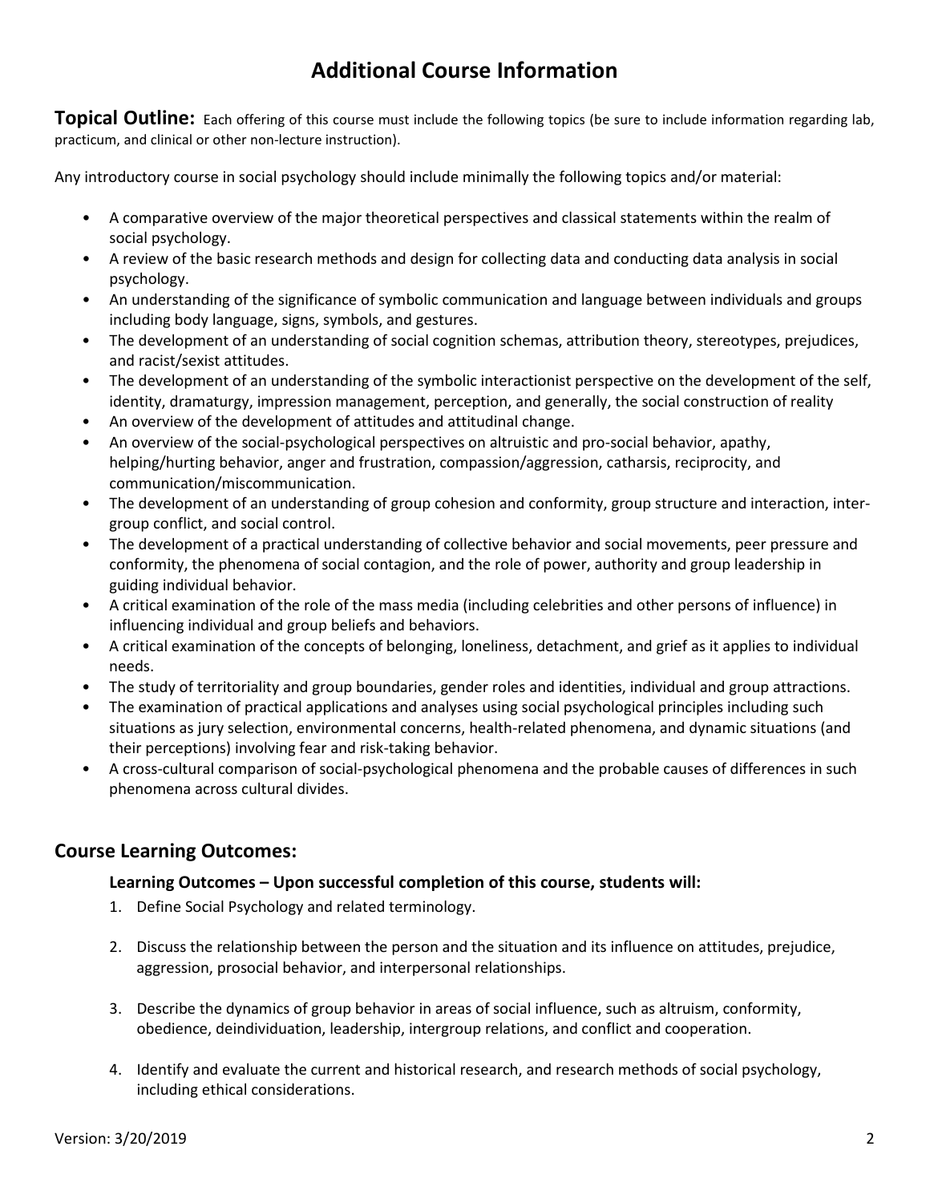# Additional Course Information

**Topical Outline:** Each offering of this course must include the following topics (be sure to include information regarding lab, practicum, and clinical or other non-lecture instruction).

Any introductory course in social psychology should include minimally the following topics and/or material:

- A comparative overview of the major theoretical perspectives and classical statements within the realm of social psychology.
- A review of the basic research methods and design for collecting data and conducting data analysis in social psychology.
- An understanding of the significance of symbolic communication and language between individuals and groups including body language, signs, symbols, and gestures.
- The development of an understanding of social cognition schemas, attribution theory, stereotypes, prejudices, and racist/sexist attitudes.
- The development of an understanding of the symbolic interactionist perspective on the development of the self, identity, dramaturgy, impression management, perception, and generally, the social construction of reality
- An overview of the development of attitudes and attitudinal change.
- An overview of the social-psychological perspectives on altruistic and pro-social behavior, apathy, helping/hurting behavior, anger and frustration, compassion/aggression, catharsis, reciprocity, and communication/miscommunication.
- The development of an understanding of group cohesion and conformity, group structure and interaction, inter-group conflict, and social control.
- The development of a practical understanding of collective behavior and social movements, peer pressure and conformity, the phenomena of social contagion, and the role of power, authority and group leadership in guiding individual behavior.
- A critical examination of the role of the mass media (including celebrities and other persons of influence) in influencing individual and group beliefs and behaviors.
- A critical examination of the concepts of belonging, loneliness, detachment, and grief as it applies to individual needs.
- The study of territoriality and group boundaries, gender roles and identities, individual and group attractions.
- The examination of practical applications and analyses using social psychological principles including such situations as jury selection, environmental concerns, health-related phenomena, and dynamic situations (and their perceptions) involving fear and risk-taking behavior.
- A cross-cultural comparison of social-psychological phenomena and the probable causes of differences in such phenomena across cultural divides.

## Course Learning Outcomes:

### Learning Outcomes – Upon successful completion of this course, students will:

1. Define Social Psychology and related terminology.
2. Discuss the relationship between the person and the situation and its influence on attitudes, prejudice, aggression, prosocial behavior, and interpersonal relationships.
3. Describe the dynamics of group behavior in areas of social influence, such as altruism, conformity, obedience, deindividuation, leadership, intergroup relations, and conflict and cooperation.
4. Identify and evaluate the current and historical research, and research methods of social psychology, including ethical considerations.

Version: 3/20/2019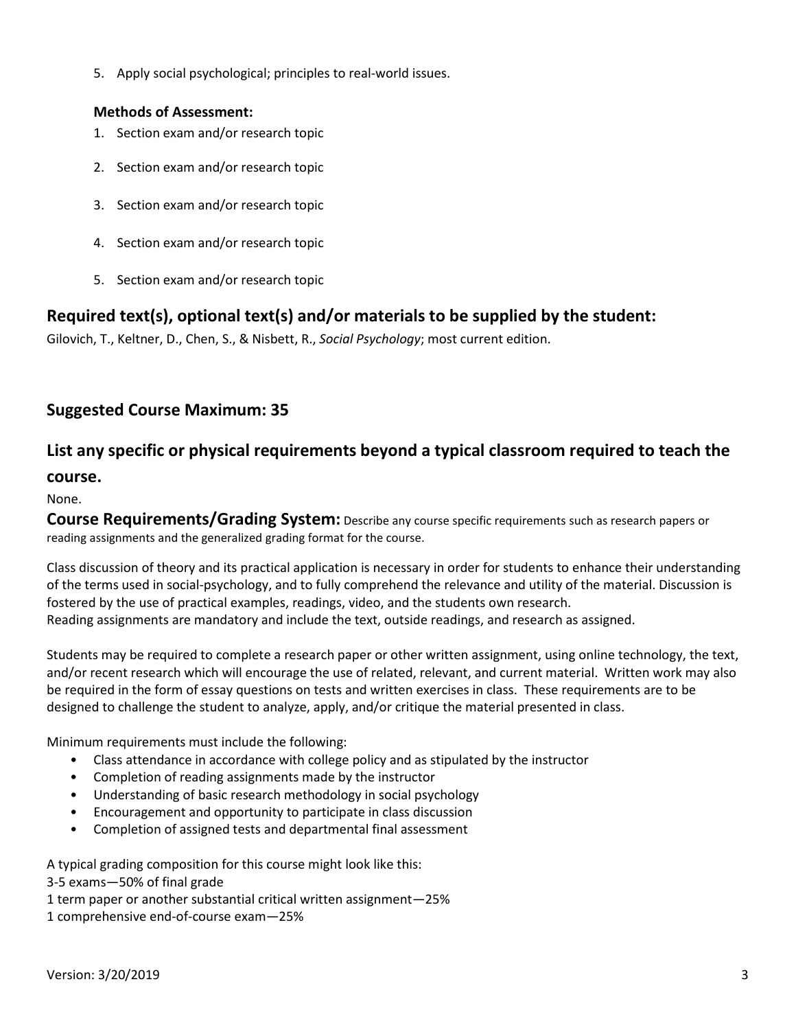5. Apply social psychological; principles to real-world issues.

**Methods of Assessment:**

1. Section exam and/or research topic
2. Section exam and/or research topic
3. Section exam and/or research topic
4. Section exam and/or research topic
5. Section exam and/or research topic

## Required text(s), optional text(s) and/or materials to be supplied by the student:

Gilovich, T., Keltner, D., Chen, S., & Nisbett, R., *Social Psychology*; most current edition.

## Suggested Course Maximum: 35

## List any specific or physical requirements beyond a typical classroom required to teach the course.

None.

**Course Requirements/Grading System:** Describe any course specific requirements such as research papers or reading assignments and the generalized grading format for the course.

Class discussion of theory and its practical application is necessary in order for students to enhance their understanding of the terms used in social-psychology, and to fully comprehend the relevance and utility of the material. Discussion is fostered by the use of practical examples, readings, video, and the students own research.
Reading assignments are mandatory and include the text, outside readings, and research as assigned.

Students may be required to complete a research paper or other written assignment, using online technology, the text, and/or recent research which will encourage the use of related, relevant, and current material. Written work may also be required in the form of essay questions on tests and written exercises in class. These requirements are to be designed to challenge the student to analyze, apply, and/or critique the material presented in class.

Minimum requirements must include the following:

- Class attendance in accordance with college policy and as stipulated by the instructor
- Completion of reading assignments made by the instructor
- Understanding of basic research methodology in social psychology
- Encouragement and opportunity to participate in class discussion
- Completion of assigned tests and departmental final assessment

A typical grading composition for this course might look like this:
3-5 exams—50% of final grade
1 term paper or another substantial critical written assignment—25%
1 comprehensive end-of-course exam—25%

Version: 3/20/2019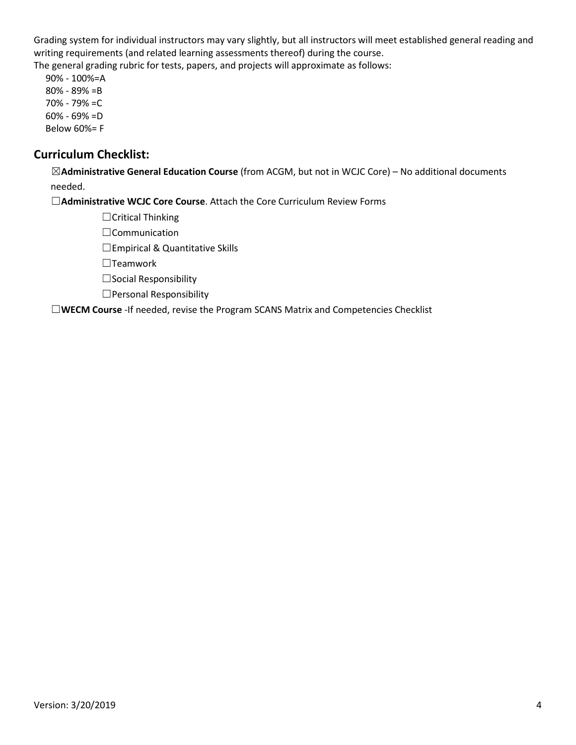Grading system for individual instructors may vary slightly, but all instructors will meet established general reading and writing requirements (and related learning assessments thereof) during the course.

The general grading rubric for tests, papers, and projects will approximate as follows:

90% - 100%=A
80% - 89% =B
70% - 79% =C
60% - 69% =D
Below 60%= F

## Curriculum Checklist:

☒**Administrative General Education Course** (from ACGM, but not in WCJC Core) – No additional documents needed.

☐**Administrative WCJC Core Course**. Attach the Core Curriculum Review Forms

- ☐Critical Thinking
- ☐Communication
- ☐Empirical & Quantitative Skills
- ☐Teamwork
- ☐Social Responsibility
- ☐Personal Responsibility

☐**WECM Course** -If needed, revise the Program SCANS Matrix and Competencies Checklist

Version: 3/20/2019